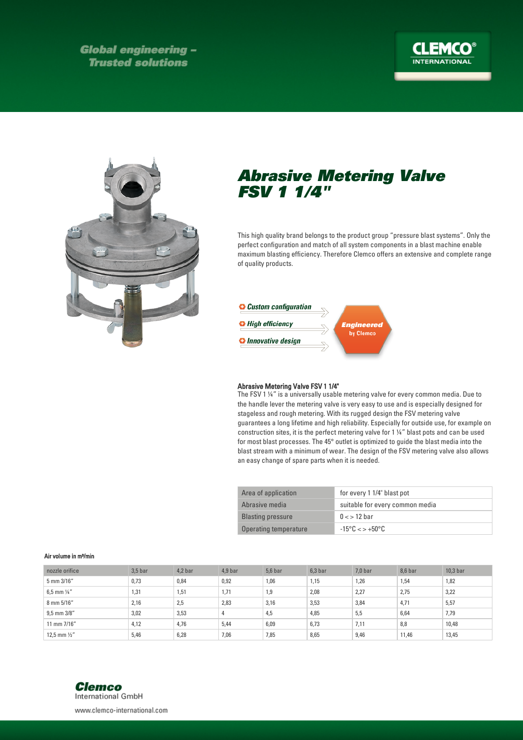Global engineering – Trusted solutions

CLEMCO® INTERNATIONAL

# Abrasive Metering Valve FSV 1 1/4"

This high quality brand belongs to the product group "pressure blast systems". Only the perfect configuration and match of all system components in a blast machine enable maximum blasting efficiency. Therefore Clemco offers an extensive and complete range of quality products.

- *Custom configuration*
- *High efficiency*
- *Innovative design*

**Engineered** by Clemco

### Abrasive Metering Valve FSV 1 1/4"

The FSV 1 ¼" is a universally usable metering valve for every common media. Due to the handle lever the metering valve is very easy to use and is especially designed for stageless and rough metering. With its rugged design the FSV metering valve guarantees a long lifetime and high reliability. Especially for outside use, for example on construction sites, it is the perfect metering valve for 1 ¼" blast pots and can be used for most blast processes. The 45° outlet is optimized to guide the blast media into the blast stream with a minimum of wear. The design of the FSV metering valve also allows an easy change of spare parts when it is needed.

| | |
|---|---|
| Area of application | for every 1 1/4" blast pot |
| Abrasive media | suitable for every common media |
| Blasting pressure | 0 < > 12 bar |
| Operating temperature | -15°C < > +50°C |

**Air volume in m³/min**

| nozzle orifice | 3,5 bar | 4,2 bar | 4,9 bar | 5,6 bar | 6,3 bar | 7,0 bar | 8,6 bar | 10,3 bar |
|---|---|---|---|---|---|---|---|---|
| 5 mm 3/16" | 0,73 | 0,84 | 0,92 | 1,06 | 1,15 | 1,26 | 1,54 | 1,82 |
| 6,5 mm ¼" | 1,31 | 1,51 | 1,71 | 1,9 | 2,08 | 2,27 | 2,75 | 3,22 |
| 8 mm 5/16" | 2,16 | 2,5 | 2,83 | 3,16 | 3,53 | 3,84 | 4,71 | 5,57 |
| 9,5 mm 3/8" | 3,02 | 3,53 | 4 | 4,5 | 4,85 | 5,5 | 6,64 | 7,79 |
| 11 mm 7/16" | 4,12 | 4,76 | 5,44 | 6,09 | 6,73 | 7,11 | 8,8 | 10,48 |
| 12,5 mm ½" | 5,46 | 6,28 | 7,06 | 7,85 | 8,65 | 9,46 | 11,46 | 13,45 |

**Clemco**
International GmbH

www.clemco-international.com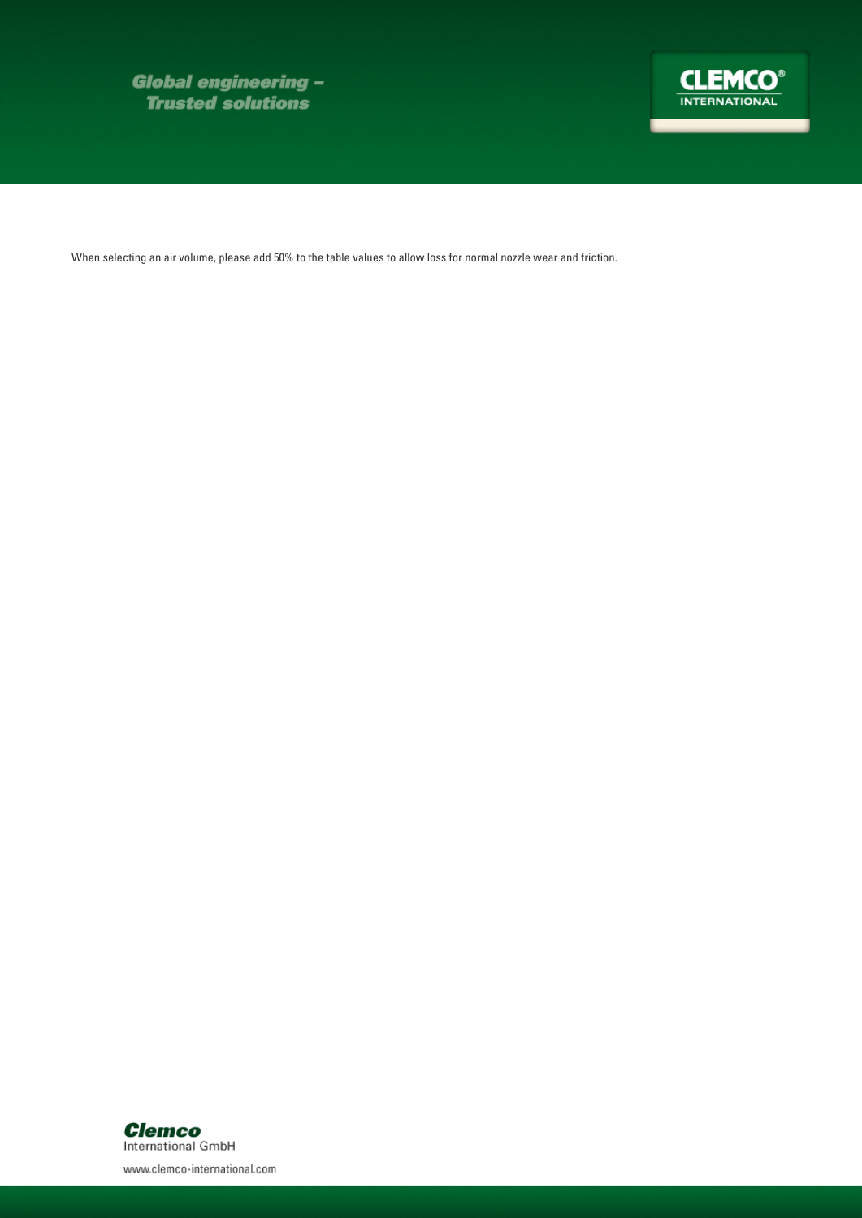When selecting an air volume, please add 50% to the table values to allow loss for normal nozzle wear and friction.